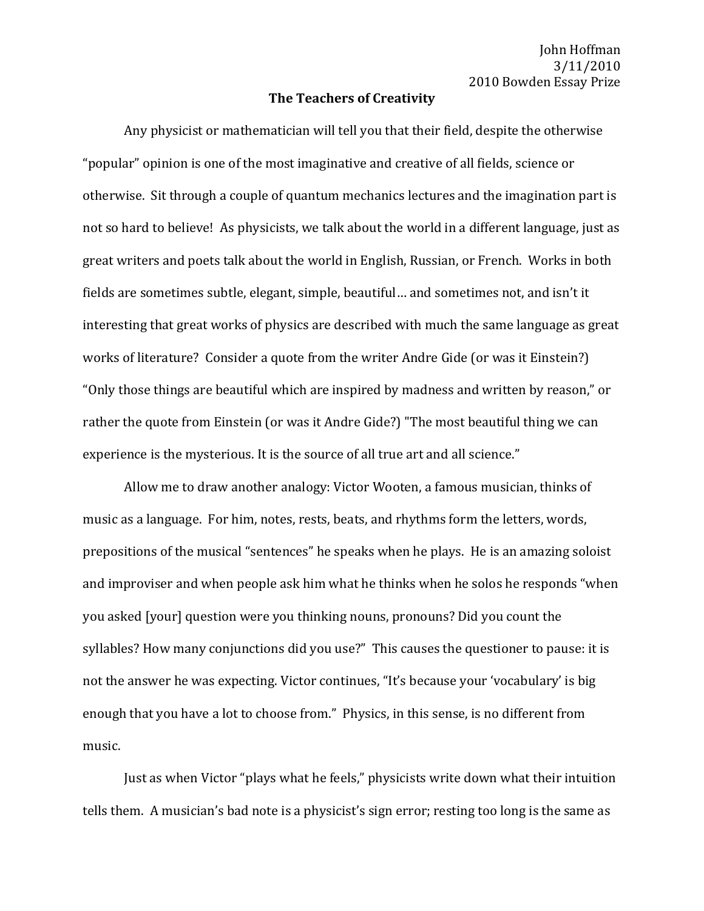John Hoffman
3/11/2010
2010 Bowden Essay Prize

# The Teachers of Creativity

Any physicist or mathematician will tell you that their field, despite the otherwise "popular" opinion is one of the most imaginative and creative of all fields, science or otherwise. Sit through a couple of quantum mechanics lectures and the imagination part is not so hard to believe! As physicists, we talk about the world in a different language, just as great writers and poets talk about the world in English, Russian, or French. Works in both fields are sometimes subtle, elegant, simple, beautiful… and sometimes not, and isn't it interesting that great works of physics are described with much the same language as great works of literature? Consider a quote from the writer Andre Gide (or was it Einstein?) "Only those things are beautiful which are inspired by madness and written by reason," or rather the quote from Einstein (or was it Andre Gide?) "The most beautiful thing we can experience is the mysterious. It is the source of all true art and all science."

Allow me to draw another analogy: Victor Wooten, a famous musician, thinks of music as a language. For him, notes, rests, beats, and rhythms form the letters, words, prepositions of the musical "sentences" he speaks when he plays. He is an amazing soloist and improviser and when people ask him what he thinks when he solos he responds "when you asked [your] question were you thinking nouns, pronouns? Did you count the syllables? How many conjunctions did you use?" This causes the questioner to pause: it is not the answer he was expecting. Victor continues, "It's because your 'vocabulary' is big enough that you have a lot to choose from." Physics, in this sense, is no different from music.

Just as when Victor "plays what he feels," physicists write down what their intuition tells them. A musician's bad note is a physicist's sign error; resting too long is the same as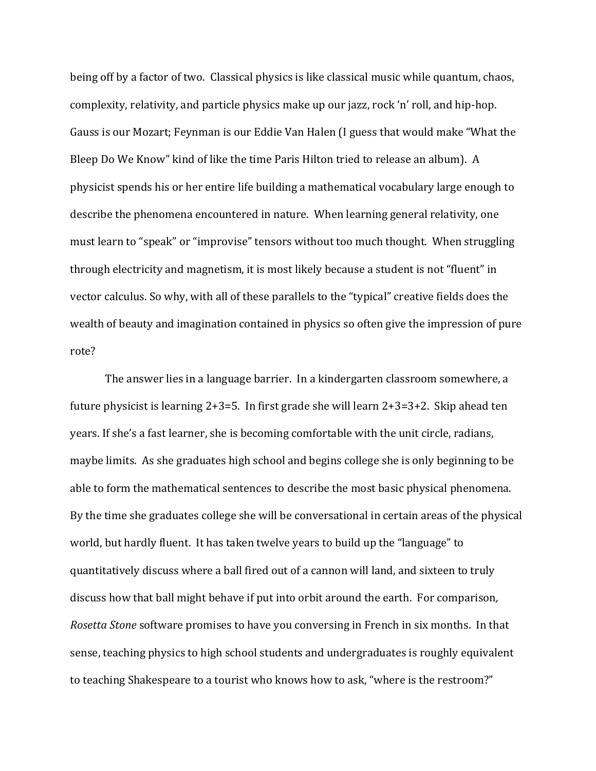being off by a factor of two. Classical physics is like classical music while quantum, chaos, complexity, relativity, and particle physics make up our jazz, rock 'n' roll, and hip-hop. Gauss is our Mozart; Feynman is our Eddie Van Halen (I guess that would make "What the Bleep Do We Know" kind of like the time Paris Hilton tried to release an album). A physicist spends his or her entire life building a mathematical vocabulary large enough to describe the phenomena encountered in nature. When learning general relativity, one must learn to "speak" or "improvise" tensors without too much thought. When struggling through electricity and magnetism, it is most likely because a student is not "fluent" in vector calculus. So why, with all of these parallels to the "typical" creative fields does the wealth of beauty and imagination contained in physics so often give the impression of pure rote?

The answer lies in a language barrier. In a kindergarten classroom somewhere, a future physicist is learning 2+3=5. In first grade she will learn 2+3=3+2. Skip ahead ten years. If she's a fast learner, she is becoming comfortable with the unit circle, radians, maybe limits. As she graduates high school and begins college she is only beginning to be able to form the mathematical sentences to describe the most basic physical phenomena. By the time she graduates college she will be conversational in certain areas of the physical world, but hardly fluent. It has taken twelve years to build up the "language" to quantitatively discuss where a ball fired out of a cannon will land, and sixteen to truly discuss how that ball might behave if put into orbit around the earth. For comparison, *Rosetta Stone* software promises to have you conversing in French in six months. In that sense, teaching physics to high school students and undergraduates is roughly equivalent to teaching Shakespeare to a tourist who knows how to ask, "where is the restroom?"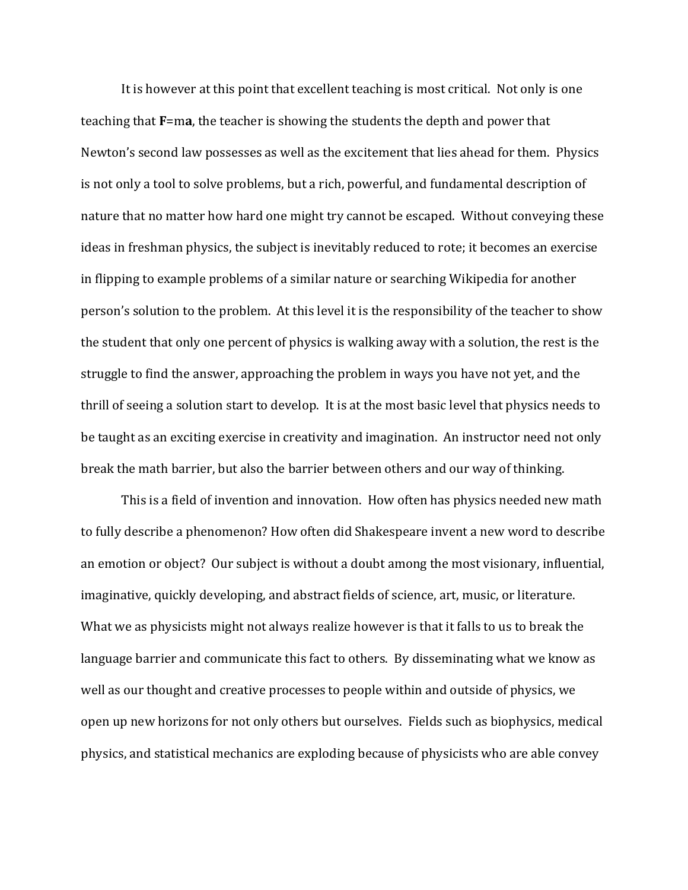It is however at this point that excellent teaching is most critical. Not only is one teaching that **F**=m**a**, the teacher is showing the students the depth and power that Newton's second law possesses as well as the excitement that lies ahead for them. Physics is not only a tool to solve problems, but a rich, powerful, and fundamental description of nature that no matter how hard one might try cannot be escaped. Without conveying these ideas in freshman physics, the subject is inevitably reduced to rote; it becomes an exercise in flipping to example problems of a similar nature or searching Wikipedia for another person's solution to the problem. At this level it is the responsibility of the teacher to show the student that only one percent of physics is walking away with a solution, the rest is the struggle to find the answer, approaching the problem in ways you have not yet, and the thrill of seeing a solution start to develop. It is at the most basic level that physics needs to be taught as an exciting exercise in creativity and imagination. An instructor need not only break the math barrier, but also the barrier between others and our way of thinking.

This is a field of invention and innovation. How often has physics needed new math to fully describe a phenomenon? How often did Shakespeare invent a new word to describe an emotion or object? Our subject is without a doubt among the most visionary, influential, imaginative, quickly developing, and abstract fields of science, art, music, or literature. What we as physicists might not always realize however is that it falls to us to break the language barrier and communicate this fact to others. By disseminating what we know as well as our thought and creative processes to people within and outside of physics, we open up new horizons for not only others but ourselves. Fields such as biophysics, medical physics, and statistical mechanics are exploding because of physicists who are able convey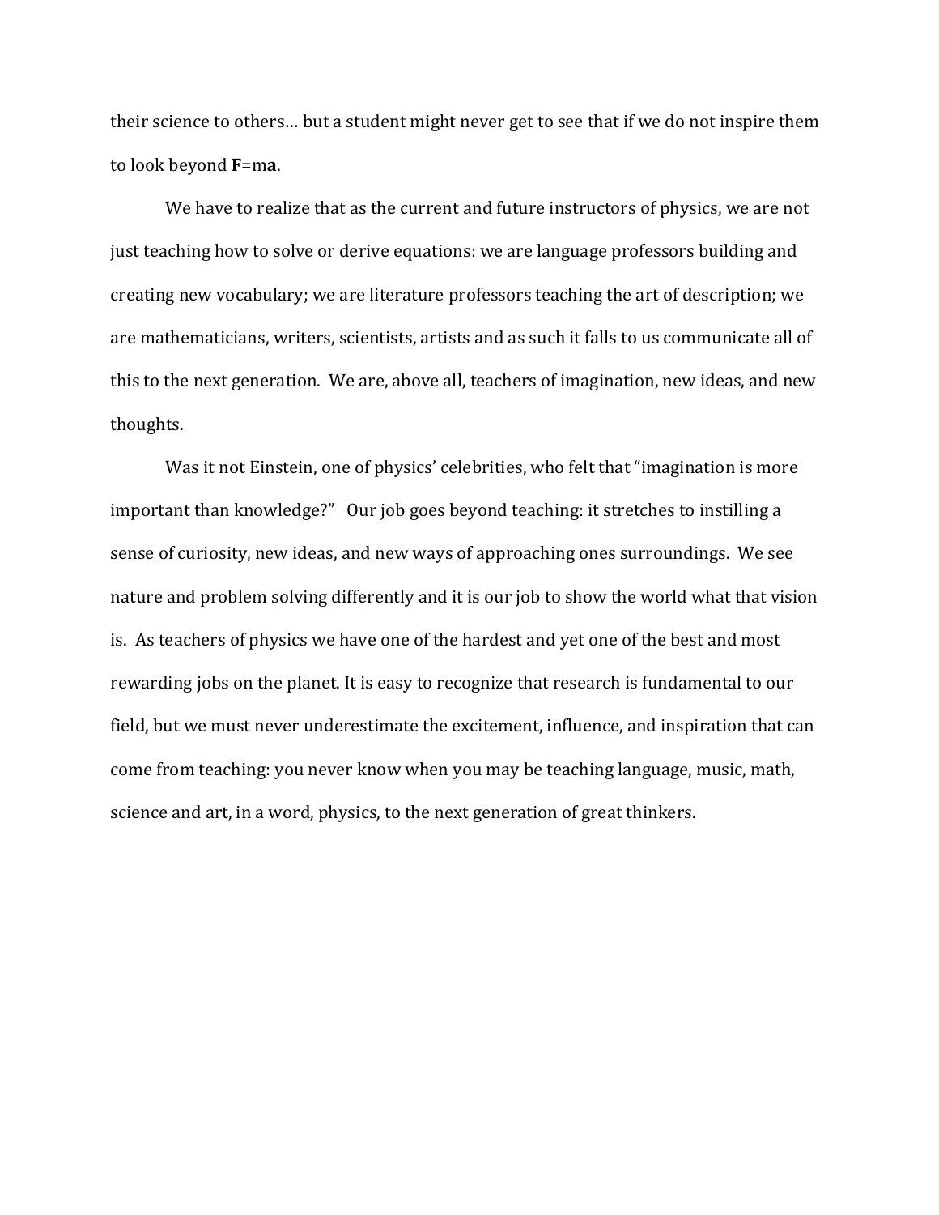their science to others… but a student might never get to see that if we do not inspire them to look beyond **F**=m**a**.

We have to realize that as the current and future instructors of physics, we are not just teaching how to solve or derive equations: we are language professors building and creating new vocabulary; we are literature professors teaching the art of description; we are mathematicians, writers, scientists, artists and as such it falls to us communicate all of this to the next generation. We are, above all, teachers of imagination, new ideas, and new thoughts.

Was it not Einstein, one of physics' celebrities, who felt that "imagination is more important than knowledge?" Our job goes beyond teaching: it stretches to instilling a sense of curiosity, new ideas, and new ways of approaching ones surroundings. We see nature and problem solving differently and it is our job to show the world what that vision is. As teachers of physics we have one of the hardest and yet one of the best and most rewarding jobs on the planet. It is easy to recognize that research is fundamental to our field, but we must never underestimate the excitement, influence, and inspiration that can come from teaching: you never know when you may be teaching language, music, math, science and art, in a word, physics, to the next generation of great thinkers.